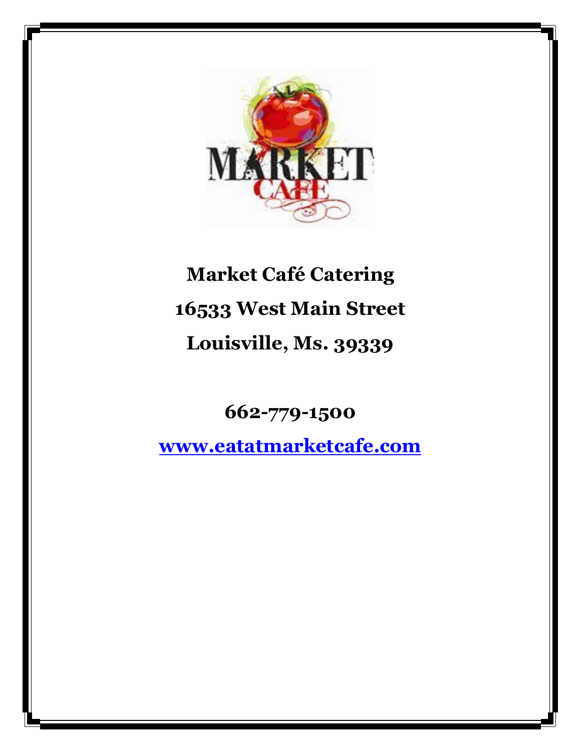# Market Café Catering

**16533 West Main Street**

**Louisville, Ms. 39339**

**662-779-1500**

**[www.eatatmarketcafe.com](http://www.eatatmarketcafe.com)**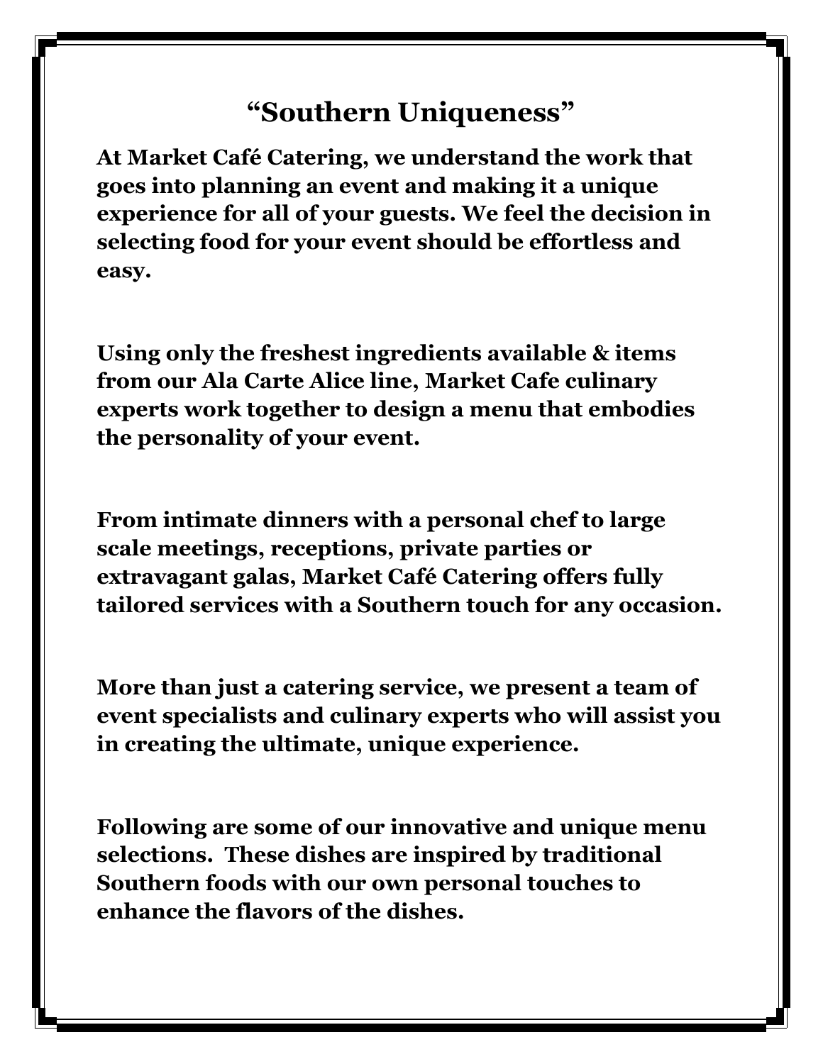# “Southern Uniqueness”

**At Market Café Catering, we understand the work that goes into planning an event and making it a unique experience for all of your guests. We feel the decision in selecting food for your event should be effortless and easy.**

**Using only the freshest ingredients available & items from our Ala Carte Alice line, Market Cafe culinary experts work together to design a menu that embodies the personality of your event.**

**From intimate dinners with a personal chef to large scale meetings, receptions, private parties or extravagant galas, Market Café Catering offers fully tailored services with a Southern touch for any occasion.**

**More than just a catering service, we present a team of event specialists and culinary experts who will assist you in creating the ultimate, unique experience.**

**Following are some of our innovative and unique menu selections. These dishes are inspired by traditional Southern foods with our own personal touches to enhance the flavors of the dishes.**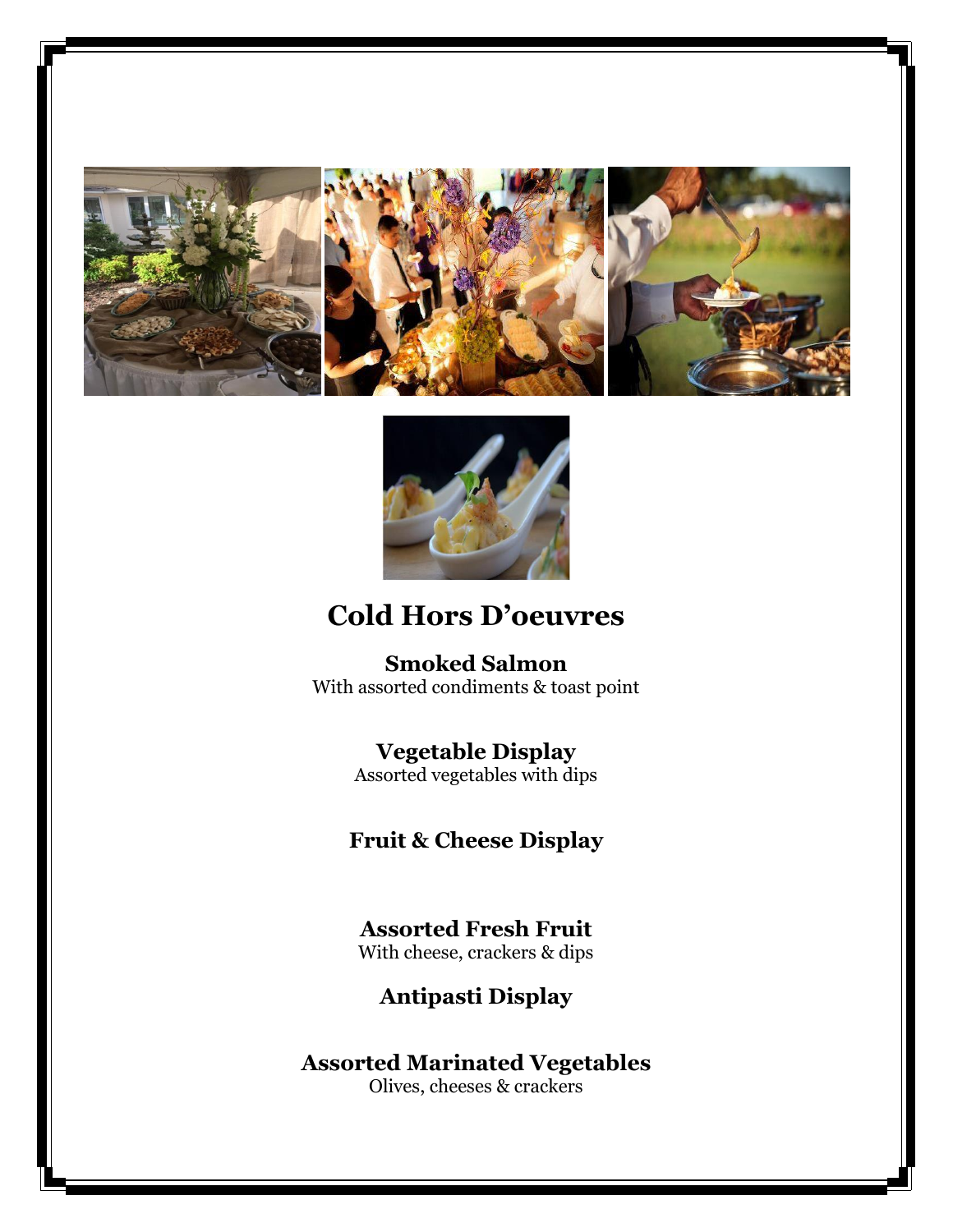# Cold Hors D'oeuvres

**Smoked Salmon**
With assorted condiments & toast point

**Vegetable Display**
Assorted vegetables with dips

**Fruit & Cheese Display**

**Assorted Fresh Fruit**
With cheese, crackers & dips

**Antipasti Display**

**Assorted Marinated Vegetables**
Olives, cheeses & crackers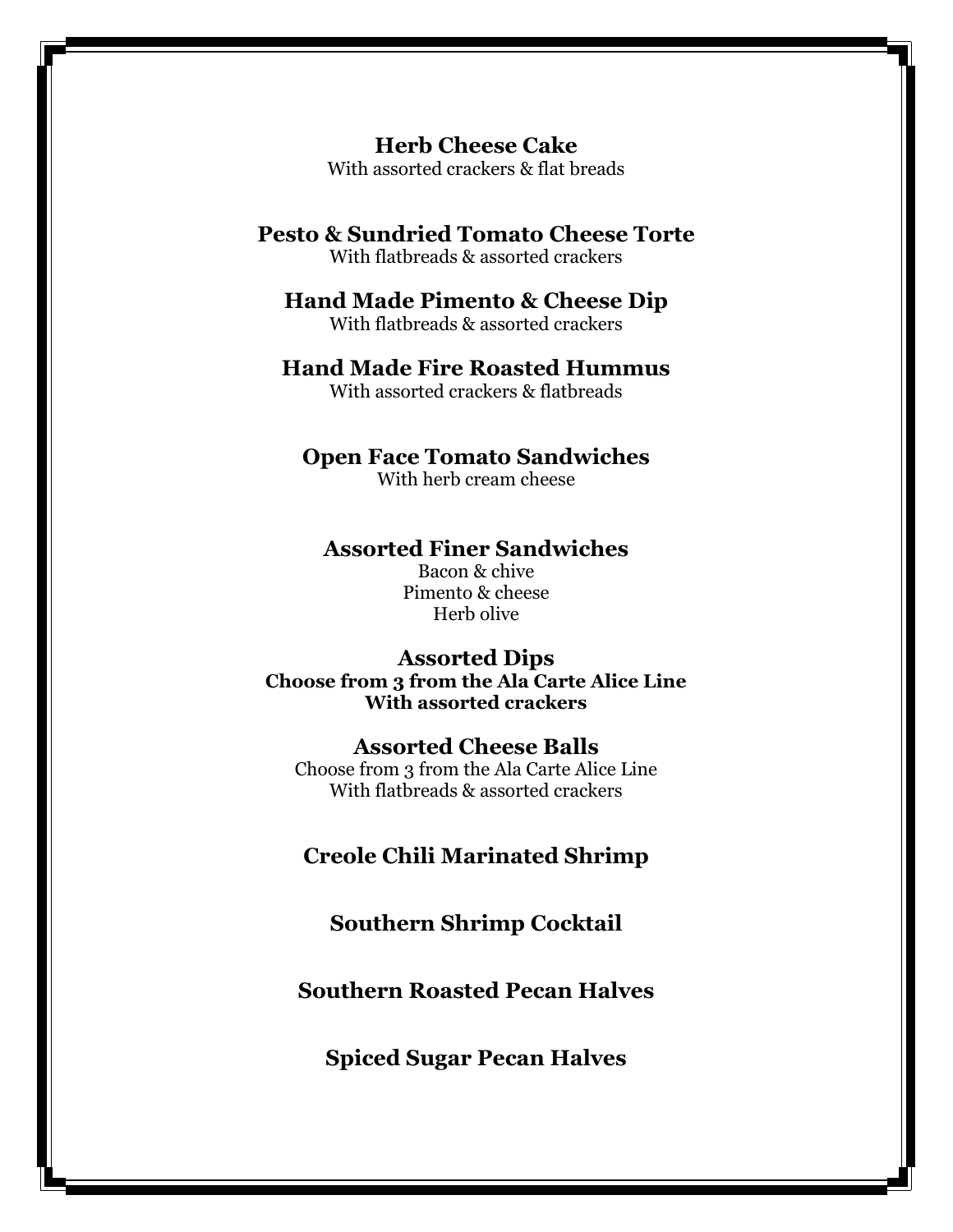**Herb Cheese Cake**
With assorted crackers & flat breads

**Pesto & Sundried Tomato Cheese Torte**
With flatbreads & assorted crackers

**Hand Made Pimento & Cheese Dip**
With flatbreads & assorted crackers

**Hand Made Fire Roasted Hummus**
With assorted crackers & flatbreads

**Open Face Tomato Sandwiches**
With herb cream cheese

**Assorted Finer Sandwiches**
Bacon & chive
Pimento & cheese
Herb olive

**Assorted Dips**
**Choose from 3 from the Ala Carte Alice Line**
**With assorted crackers**

**Assorted Cheese Balls**
Choose from 3 from the Ala Carte Alice Line
With flatbreads & assorted crackers

**Creole Chili Marinated Shrimp**

**Southern Shrimp Cocktail**

**Southern Roasted Pecan Halves**

**Spiced Sugar Pecan Halves**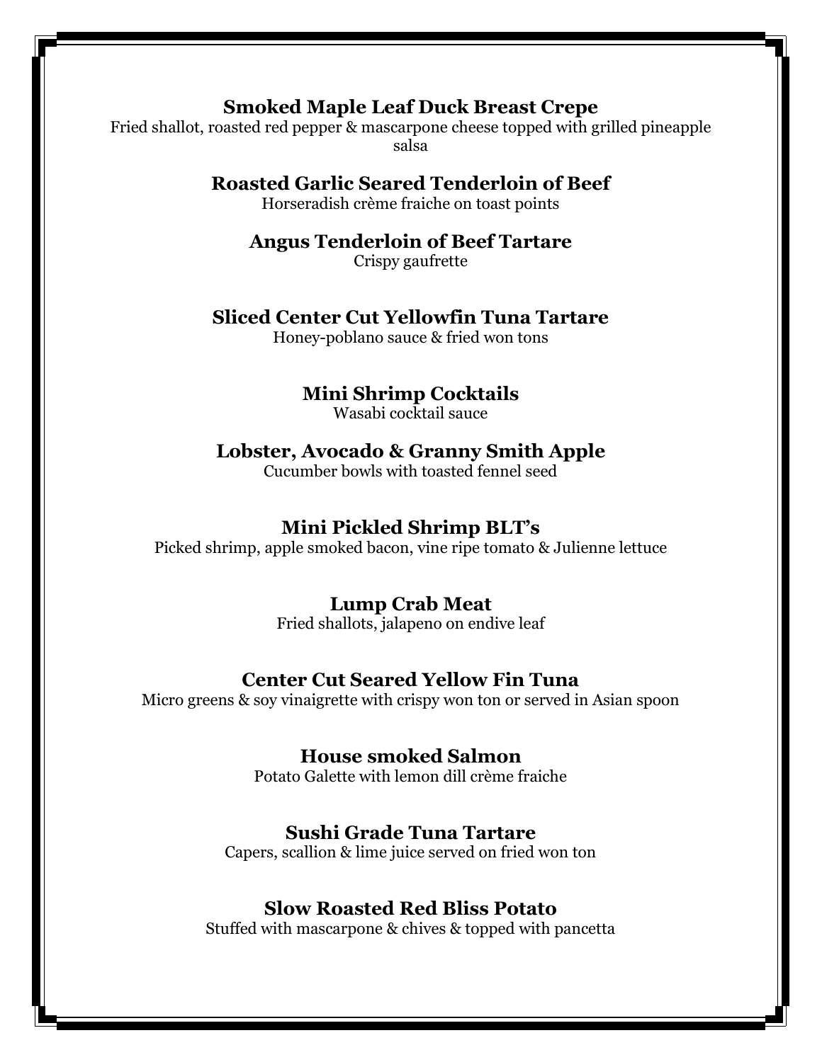**Smoked Maple Leaf Duck Breast Crepe**
Fried shallot, roasted red pepper & mascarpone cheese topped with grilled pineapple salsa

**Roasted Garlic Seared Tenderloin of Beef**
Horseradish crème fraiche on toast points

**Angus Tenderloin of Beef Tartare**
Crispy gaufrette

**Sliced Center Cut Yellowfin Tuna Tartare**
Honey-poblano sauce & fried won tons

**Mini Shrimp Cocktails**
Wasabi cocktail sauce

**Lobster, Avocado & Granny Smith Apple**
Cucumber bowls with toasted fennel seed

**Mini Pickled Shrimp BLT's**
Picked shrimp, apple smoked bacon, vine ripe tomato & Julienne lettuce

**Lump Crab Meat**
Fried shallots, jalapeno on endive leaf

**Center Cut Seared Yellow Fin Tuna**
Micro greens & soy vinaigrette with crispy won ton or served in Asian spoon

**House smoked Salmon**
Potato Galette with lemon dill crème fraiche

**Sushi Grade Tuna Tartare**
Capers, scallion & lime juice served on fried won ton

**Slow Roasted Red Bliss Potato**
Stuffed with mascarpone & chives & topped with pancetta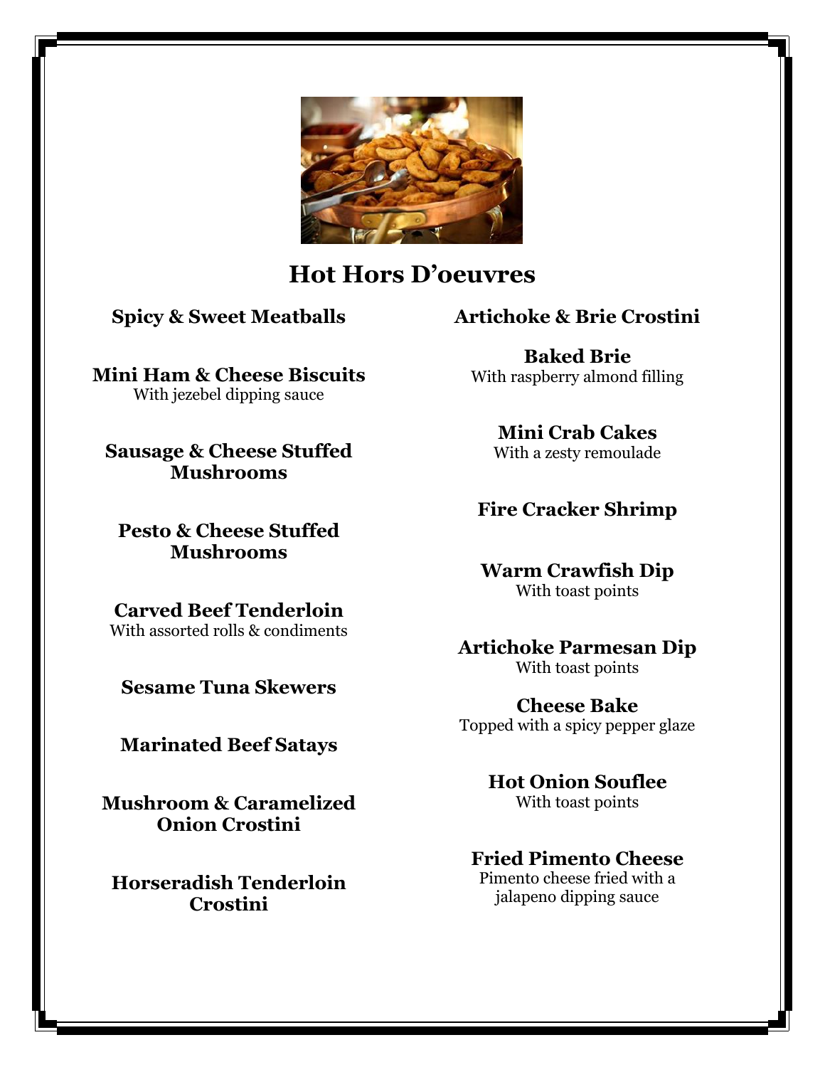# Hot Hors D'oeuvres

**Spicy & Sweet Meatballs**

**Mini Ham & Cheese Biscuits**
With jezebel dipping sauce

**Sausage & Cheese Stuffed Mushrooms**

**Pesto & Cheese Stuffed Mushrooms**

**Carved Beef Tenderloin**
With assorted rolls & condiments

**Sesame Tuna Skewers**

**Marinated Beef Satays**

**Mushroom & Caramelized Onion Crostini**

**Horseradish Tenderloin Crostini**

**Artichoke & Brie Crostini**

**Baked Brie**
With raspberry almond filling

**Mini Crab Cakes**
With a zesty remoulade

**Fire Cracker Shrimp**

**Warm Crawfish Dip**
With toast points

**Artichoke Parmesan Dip**
With toast points

**Cheese Bake**
Topped with a spicy pepper glaze

**Hot Onion Souflee**
With toast points

**Fried Pimento Cheese**
Pimento cheese fried with a jalapeno dipping sauce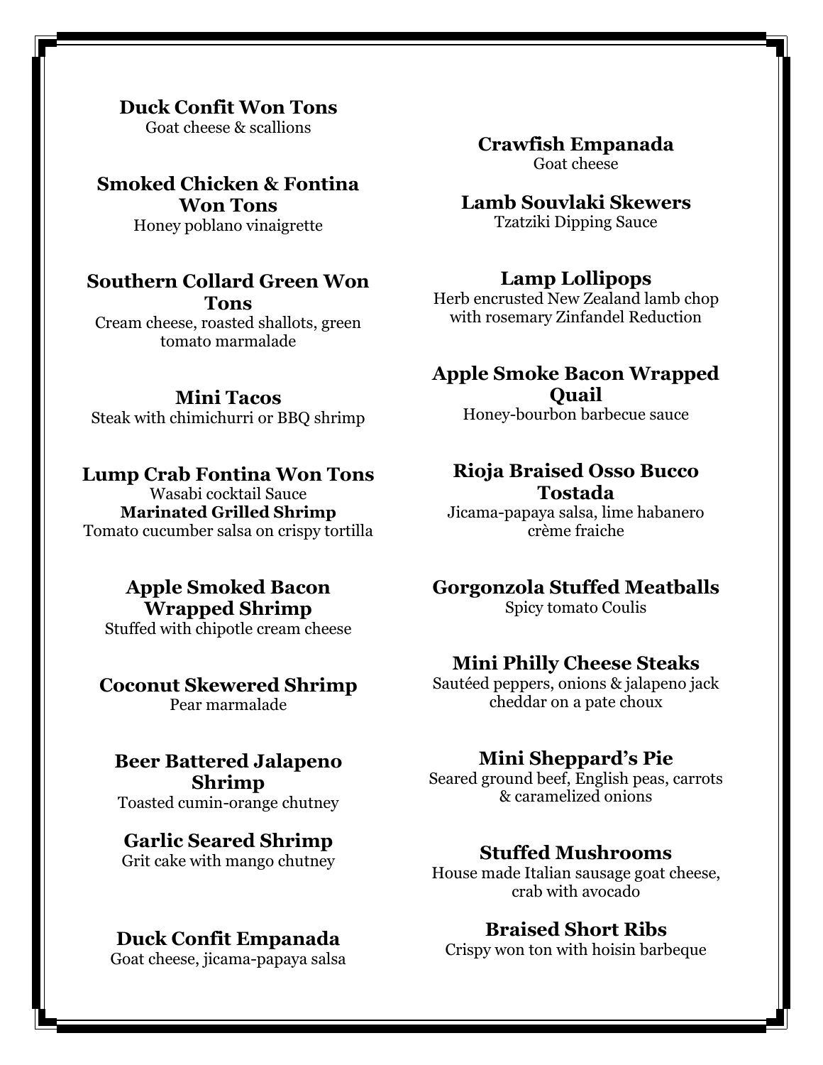**Duck Confit Won Tons**
Goat cheese & scallions

**Smoked Chicken & Fontina Won Tons**
Honey poblano vinaigrette

**Southern Collard Green Won Tons**
Cream cheese, roasted shallots, green tomato marmalade

**Mini Tacos**
Steak with chimichurri or BBQ shrimp

**Lump Crab Fontina Won Tons**
Wasabi cocktail Sauce

**Marinated Grilled Shrimp**
Tomato cucumber salsa on crispy tortilla

**Apple Smoked Bacon Wrapped Shrimp**
Stuffed with chipotle cream cheese

**Coconut Skewered Shrimp**
Pear marmalade

**Beer Battered Jalapeno Shrimp**
Toasted cumin-orange chutney

**Garlic Seared Shrimp**
Grit cake with mango chutney

**Duck Confit Empanada**
Goat cheese, jicama-papaya salsa

**Crawfish Empanada**
Goat cheese

**Lamb Souvlaki Skewers**
Tzatziki Dipping Sauce

**Lamp Lollipops**
Herb encrusted New Zealand lamb chop with rosemary Zinfandel Reduction

**Apple Smoke Bacon Wrapped Quail**
Honey-bourbon barbecue sauce

**Rioja Braised Osso Bucco Tostada**
Jicama-papaya salsa, lime habanero crème fraiche

**Gorgonzola Stuffed Meatballs**
Spicy tomato Coulis

**Mini Philly Cheese Steaks**
Sautéed peppers, onions & jalapeno jack cheddar on a pate choux

**Mini Sheppard's Pie**
Seared ground beef, English peas, carrots & caramelized onions

**Stuffed Mushrooms**
House made Italian sausage goat cheese, crab with avocado

**Braised Short Ribs**
Crispy won ton with hoisin barbeque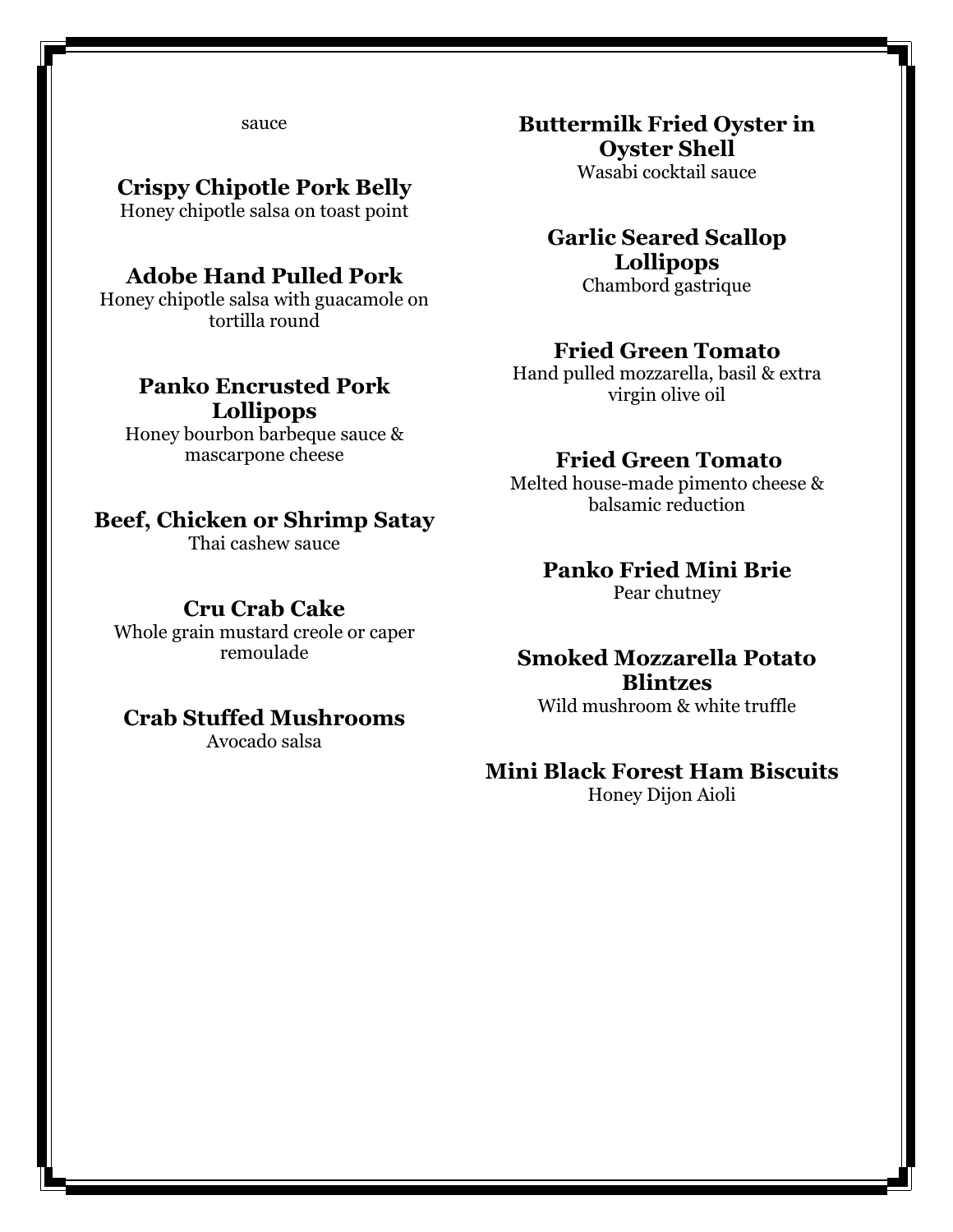sauce

**Crispy Chipotle Pork Belly**
Honey chipotle salsa on toast point

**Adobe Hand Pulled Pork**
Honey chipotle salsa with guacamole on tortilla round

**Panko Encrusted Pork Lollipops**
Honey bourbon barbeque sauce & mascarpone cheese

**Beef, Chicken or Shrimp Satay**
Thai cashew sauce

**Cru Crab Cake**
Whole grain mustard creole or caper remoulade

**Crab Stuffed Mushrooms**
Avocado salsa

**Buttermilk Fried Oyster in Oyster Shell**
Wasabi cocktail sauce

**Garlic Seared Scallop Lollipops**
Chambord gastrique

**Fried Green Tomato**
Hand pulled mozzarella, basil & extra virgin olive oil

**Fried Green Tomato**
Melted house-made pimento cheese & balsamic reduction

**Panko Fried Mini Brie**
Pear chutney

**Smoked Mozzarella Potato Blintzes**
Wild mushroom & white truffle

**Mini Black Forest Ham Biscuits**
Honey Dijon Aioli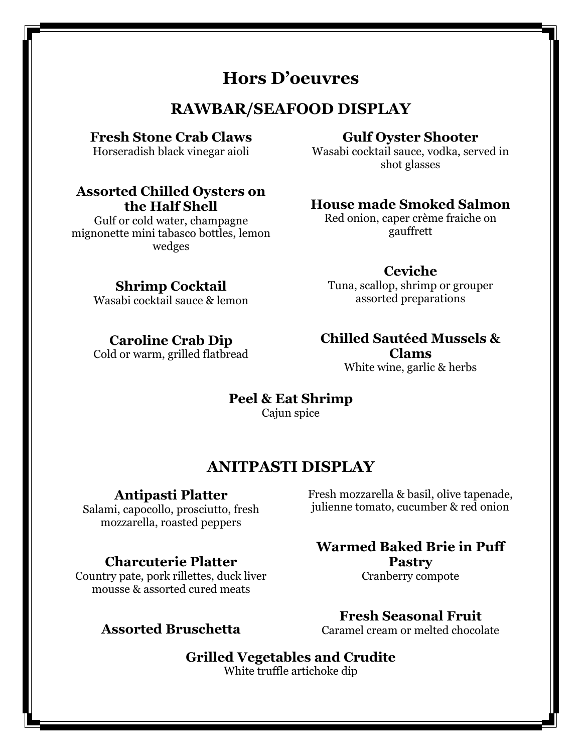# Hors D'oeuvres

## RAWBAR/SEAFOOD DISPLAY

**Fresh Stone Crab Claws**
Horseradish black vinegar aioli

**Assorted Chilled Oysters on the Half Shell**
Gulf or cold water, champagne mignonette mini tabasco bottles, lemon wedges

**Shrimp Cocktail**
Wasabi cocktail sauce & lemon

**Caroline Crab Dip**
Cold or warm, grilled flatbread

**Gulf Oyster Shooter**
Wasabi cocktail sauce, vodka, served in shot glasses

**House made Smoked Salmon**
Red onion, caper crème fraiche on gauffrett

**Ceviche**
Tuna, scallop, shrimp or grouper assorted preparations

**Chilled Sautéed Mussels & Clams**
White wine, garlic & herbs

**Peel & Eat Shrimp**
Cajun spice

## ANITPASTI DISPLAY

**Antipasti Platter**
Salami, capocollo, prosciutto, fresh mozzarella, roasted peppers

Fresh mozzarella & basil, olive tapenade, julienne tomato, cucumber & red onion

**Charcuterie Platter**
Country pate, pork rillettes, duck liver mousse & assorted cured meats

**Assorted Bruschetta**

**Warmed Baked Brie in Puff Pastry**
Cranberry compote

**Fresh Seasonal Fruit**
Caramel cream or melted chocolate

**Grilled Vegetables and Crudite**
White truffle artichoke dip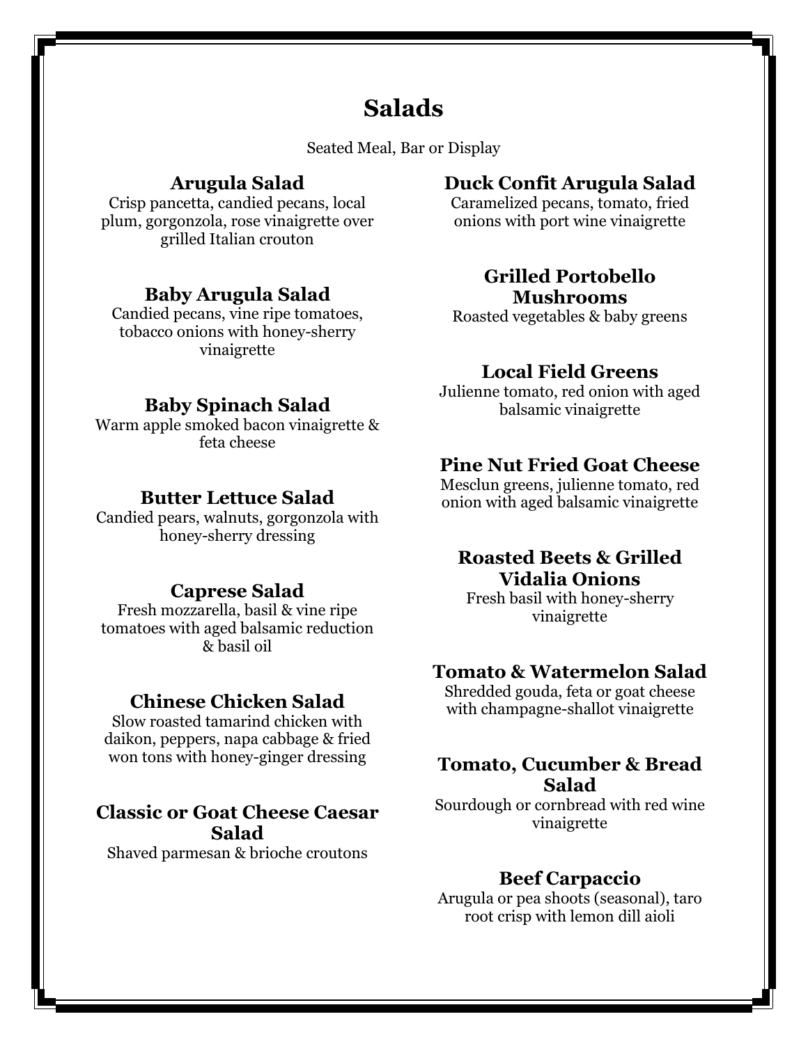# Salads

Seated Meal, Bar or Display

### Arugula Salad
Crisp pancetta, candied pecans, local plum, gorgonzola, rose vinaigrette over grilled Italian crouton

### Baby Arugula Salad
Candied pecans, vine ripe tomatoes, tobacco onions with honey-sherry vinaigrette

### Baby Spinach Salad
Warm apple smoked bacon vinaigrette & feta cheese

### Butter Lettuce Salad
Candied pears, walnuts, gorgonzola with honey-sherry dressing

### Caprese Salad
Fresh mozzarella, basil & vine ripe tomatoes with aged balsamic reduction & basil oil

### Chinese Chicken Salad
Slow roasted tamarind chicken with daikon, peppers, napa cabbage & fried won tons with honey-ginger dressing

### Classic or Goat Cheese Caesar Salad
Shaved parmesan & brioche croutons

### Duck Confit Arugula Salad
Caramelized pecans, tomato, fried onions with port wine vinaigrette

### Grilled Portobello Mushrooms
Roasted vegetables & baby greens

### Local Field Greens
Julienne tomato, red onion with aged balsamic vinaigrette

### Pine Nut Fried Goat Cheese
Mesclun greens, julienne tomato, red onion with aged balsamic vinaigrette

### Roasted Beets & Grilled Vidalia Onions
Fresh basil with honey-sherry vinaigrette

### Tomato & Watermelon Salad
Shredded gouda, feta or goat cheese with champagne-shallot vinaigrette

### Tomato, Cucumber & Bread Salad
Sourdough or cornbread with red wine vinaigrette

### Beef Carpaccio
Arugula or pea shoots (seasonal), taro root crisp with lemon dill aioli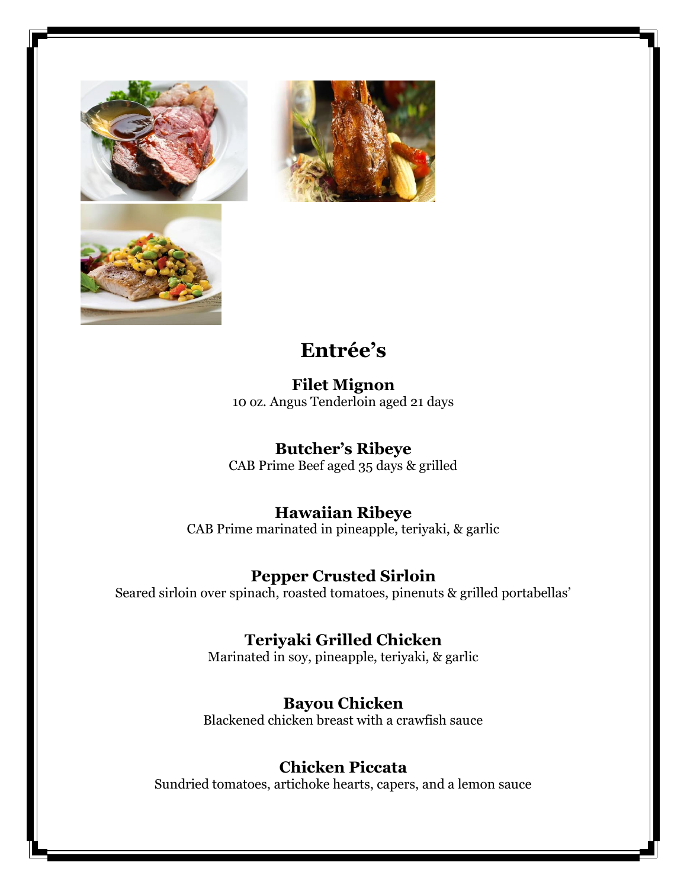# Entrée's

**Filet Mignon**
10 oz. Angus Tenderloin aged 21 days

**Butcher's Ribeye**
CAB Prime Beef aged 35 days & grilled

**Hawaiian Ribeye**
CAB Prime marinated in pineapple, teriyaki, & garlic

**Pepper Crusted Sirloin**
Seared sirloin over spinach, roasted tomatoes, pinenuts & grilled portabellas'

**Teriyaki Grilled Chicken**
Marinated in soy, pineapple, teriyaki, & garlic

**Bayou Chicken**
Blackened chicken breast with a crawfish sauce

**Chicken Piccata**
Sundried tomatoes, artichoke hearts, capers, and a lemon sauce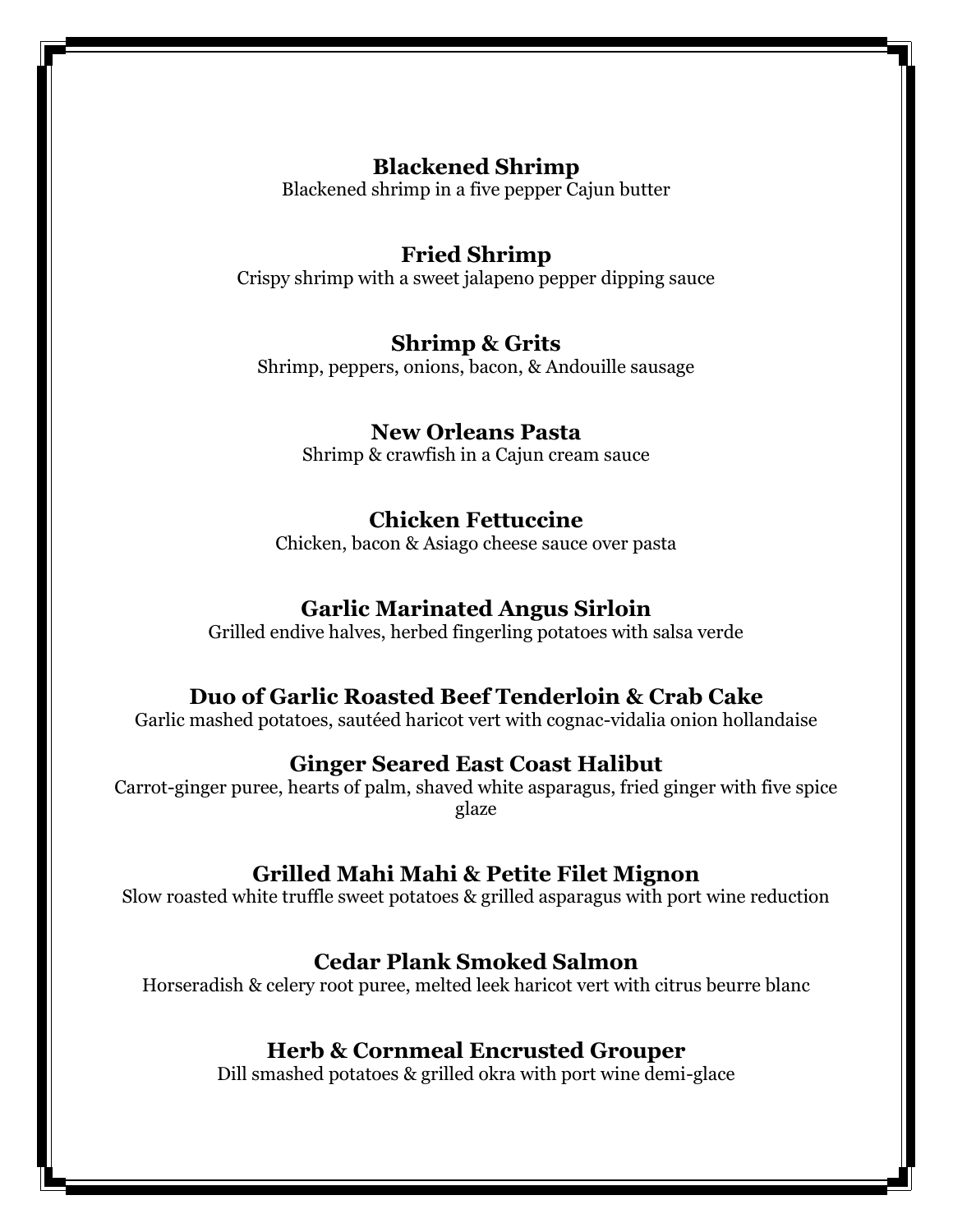**Blackened Shrimp**
Blackened shrimp in a five pepper Cajun butter

**Fried Shrimp**
Crispy shrimp with a sweet jalapeno pepper dipping sauce

**Shrimp & Grits**
Shrimp, peppers, onions, bacon, & Andouille sausage

**New Orleans Pasta**
Shrimp & crawfish in a Cajun cream sauce

**Chicken Fettuccine**
Chicken, bacon & Asiago cheese sauce over pasta

**Garlic Marinated Angus Sirloin**
Grilled endive halves, herbed fingerling potatoes with salsa verde

**Duo of Garlic Roasted Beef Tenderloin & Crab Cake**
Garlic mashed potatoes, sautéed haricot vert with cognac-vidalia onion hollandaise

**Ginger Seared East Coast Halibut**
Carrot-ginger puree, hearts of palm, shaved white asparagus, fried ginger with five spice glaze

**Grilled Mahi Mahi & Petite Filet Mignon**
Slow roasted white truffle sweet potatoes & grilled asparagus with port wine reduction

**Cedar Plank Smoked Salmon**
Horseradish & celery root puree, melted leek haricot vert with citrus beurre blanc

**Herb & Cornmeal Encrusted Grouper**
Dill smashed potatoes & grilled okra with port wine demi-glace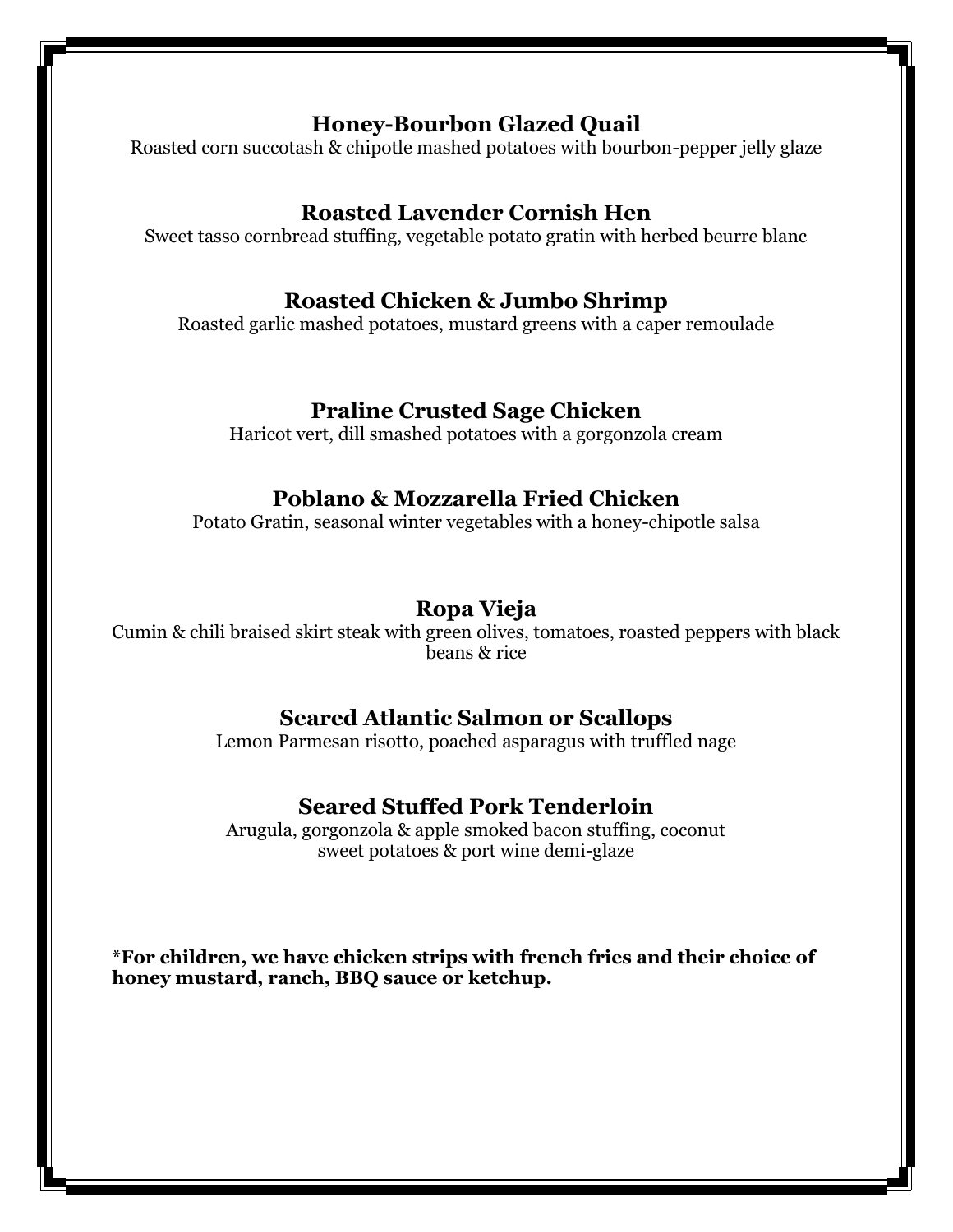**Honey-Bourbon Glazed Quail**
Roasted corn succotash & chipotle mashed potatoes with bourbon-pepper jelly glaze

**Roasted Lavender Cornish Hen**
Sweet tasso cornbread stuffing, vegetable potato gratin with herbed beurre blanc

**Roasted Chicken & Jumbo Shrimp**
Roasted garlic mashed potatoes, mustard greens with a caper remoulade

**Praline Crusted Sage Chicken**
Haricot vert, dill smashed potatoes with a gorgonzola cream

**Poblano & Mozzarella Fried Chicken**
Potato Gratin, seasonal winter vegetables with a honey-chipotle salsa

**Ropa Vieja**
Cumin & chili braised skirt steak with green olives, tomatoes, roasted peppers with black beans & rice

**Seared Atlantic Salmon or Scallops**
Lemon Parmesan risotto, poached asparagus with truffled nage

**Seared Stuffed Pork Tenderloin**
Arugula, gorgonzola & apple smoked bacon stuffing, coconut sweet potatoes & port wine demi-glaze

***For children, we have chicken strips with french fries and their choice of honey mustard, ranch, BBQ sauce or ketchup.**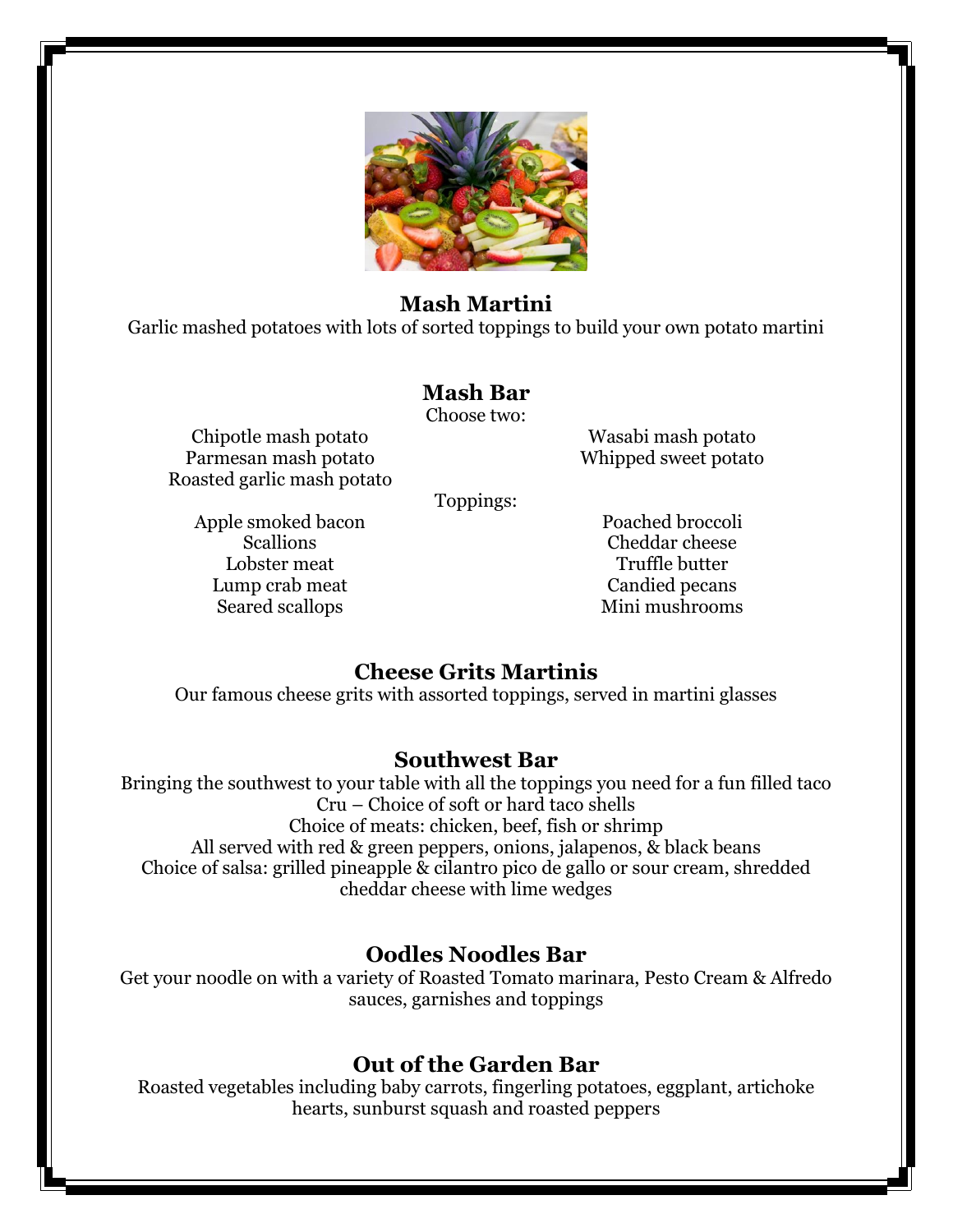## Mash Martini

Garlic mashed potatoes with lots of sorted toppings to build your own potato martini

## Mash Bar

Choose two:

Chipotle mash potato
Parmesan mash potato
Roasted garlic mash potato
Wasabi mash potato
Whipped sweet potato

Toppings:

Apple smoked bacon
Scallions
Lobster meat
Lump crab meat
Seared scallops
Poached broccoli
Cheddar cheese
Truffle butter
Candied pecans
Mini mushrooms

## Cheese Grits Martinis

Our famous cheese grits with assorted toppings, served in martini glasses

## Southwest Bar

Bringing the southwest to your table with all the toppings you need for a fun filled taco
Cru – Choice of soft or hard taco shells
Choice of meats: chicken, beef, fish or shrimp
All served with red & green peppers, onions, jalapenos, & black beans
Choice of salsa: grilled pineapple & cilantro pico de gallo or sour cream, shredded cheddar cheese with lime wedges

## Oodles Noodles Bar

Get your noodle on with a variety of Roasted Tomato marinara, Pesto Cream & Alfredo sauces, garnishes and toppings

## Out of the Garden Bar

Roasted vegetables including baby carrots, fingerling potatoes, eggplant, artichoke hearts, sunburst squash and roasted peppers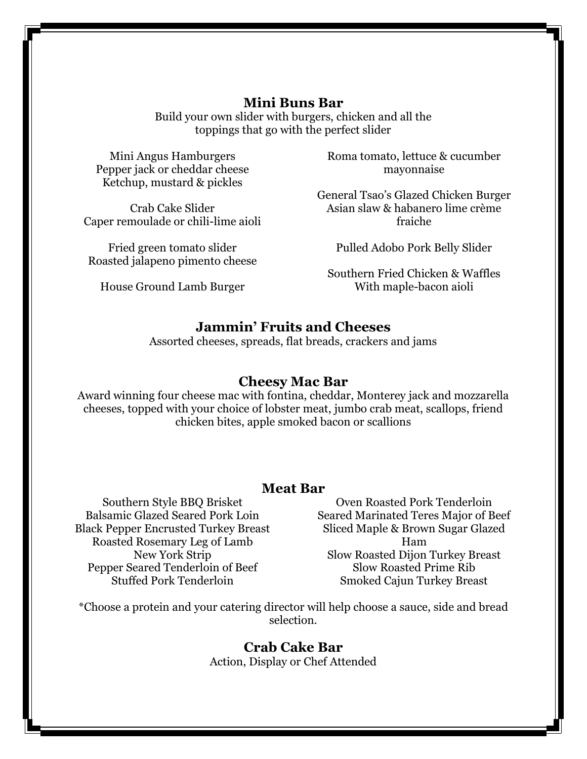## Mini Buns Bar

Build your own slider with burgers, chicken and all the toppings that go with the perfect slider

Mini Angus Hamburgers
Pepper jack or cheddar cheese
Ketchup, mustard & pickles

Crab Cake Slider
Caper remoulade or chili-lime aioli

Fried green tomato slider
Roasted jalapeno pimento cheese

House Ground Lamb Burger

Roma tomato, lettuce & cucumber mayonnaise

General Tsao's Glazed Chicken Burger
Asian slaw & habanero lime crème fraiche

Pulled Adobo Pork Belly Slider

Southern Fried Chicken & Waffles
With maple-bacon aioli

## Jammin' Fruits and Cheeses

Assorted cheeses, spreads, flat breads, crackers and jams

## Cheesy Mac Bar

Award winning four cheese mac with fontina, cheddar, Monterey jack and mozzarella cheeses, topped with your choice of lobster meat, jumbo crab meat, scallops, friend chicken bites, apple smoked bacon or scallions

## Meat Bar

Southern Style BBQ Brisket
Balsamic Glazed Seared Pork Loin
Black Pepper Encrusted Turkey Breast
Roasted Rosemary Leg of Lamb
New York Strip
Pepper Seared Tenderloin of Beef
Stuffed Pork Tenderloin

Oven Roasted Pork Tenderloin
Seared Marinated Teres Major of Beef
Sliced Maple & Brown Sugar Glazed Ham
Slow Roasted Dijon Turkey Breast
Slow Roasted Prime Rib
Smoked Cajun Turkey Breast

*Choose a protein and your catering director will help choose a sauce, side and bread selection.

## Crab Cake Bar

Action, Display or Chef Attended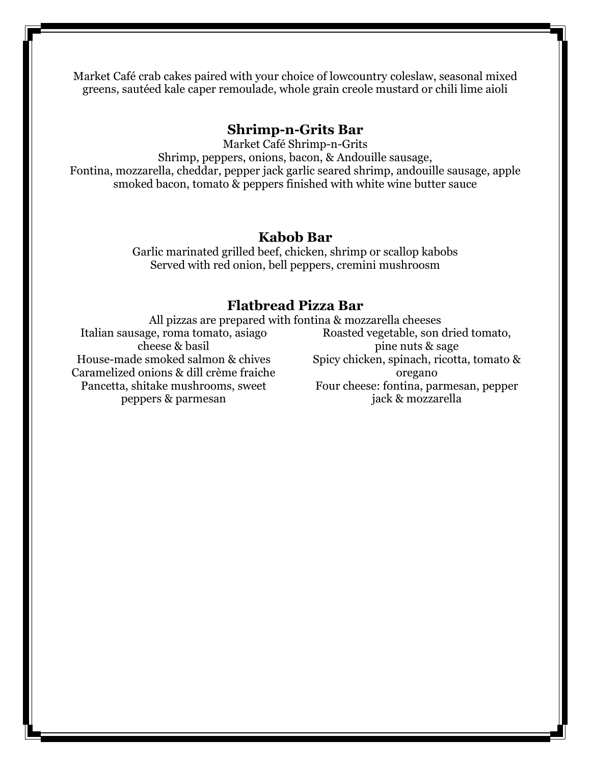Market Café crab cakes paired with your choice of lowcountry coleslaw, seasonal mixed greens, sautéed kale caper remoulade, whole grain creole mustard or chili lime aioli

## Shrimp-n-Grits Bar

Market Café Shrimp-n-Grits

Shrimp, peppers, onions, bacon, & Andouille sausage,

Fontina, mozzarella, cheddar, pepper jack garlic seared shrimp, andouille sausage, apple smoked bacon, tomato & peppers finished with white wine butter sauce

## Kabob Bar

Garlic marinated grilled beef, chicken, shrimp or scallop kabobs

Served with red onion, bell peppers, cremini mushroosm

## Flatbread Pizza Bar

All pizzas are prepared with fontina & mozzarella cheeses

Italian sausage, roma tomato, asiago cheese & basil

House-made smoked salmon & chives

Caramelized onions & dill crème fraiche

Pancetta, shitake mushrooms, sweet peppers & parmesan

Roasted vegetable, son dried tomato, pine nuts & sage

Spicy chicken, spinach, ricotta, tomato & oregano

Four cheese: fontina, parmesan, pepper jack & mozzarella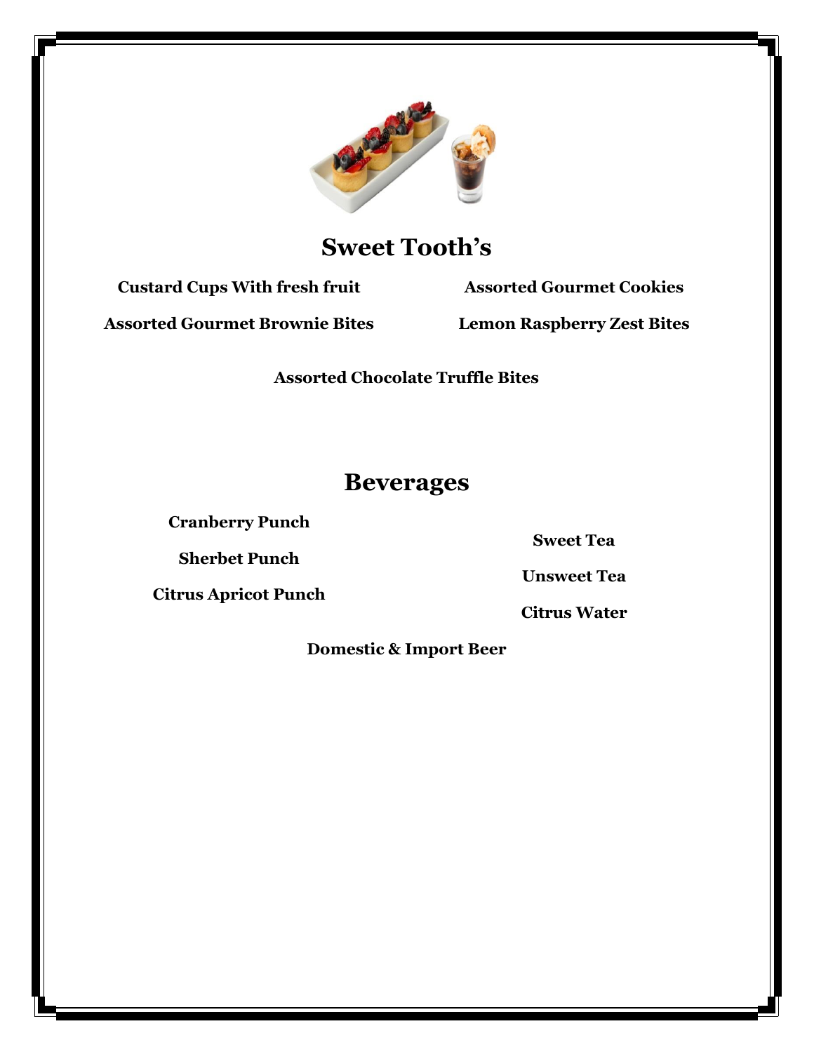## Sweet Tooth's

**Custard Cups With fresh fruit**

**Assorted Gourmet Cookies**

**Assorted Gourmet Brownie Bites**

**Lemon Raspberry Zest Bites**

**Assorted Chocolate Truffle Bites**

## Beverages

**Cranberry Punch**

**Sherbet Punch**

**Citrus Apricot Punch**

**Sweet Tea**

**Unsweet Tea**

**Citrus Water**

**Domestic & Import Beer**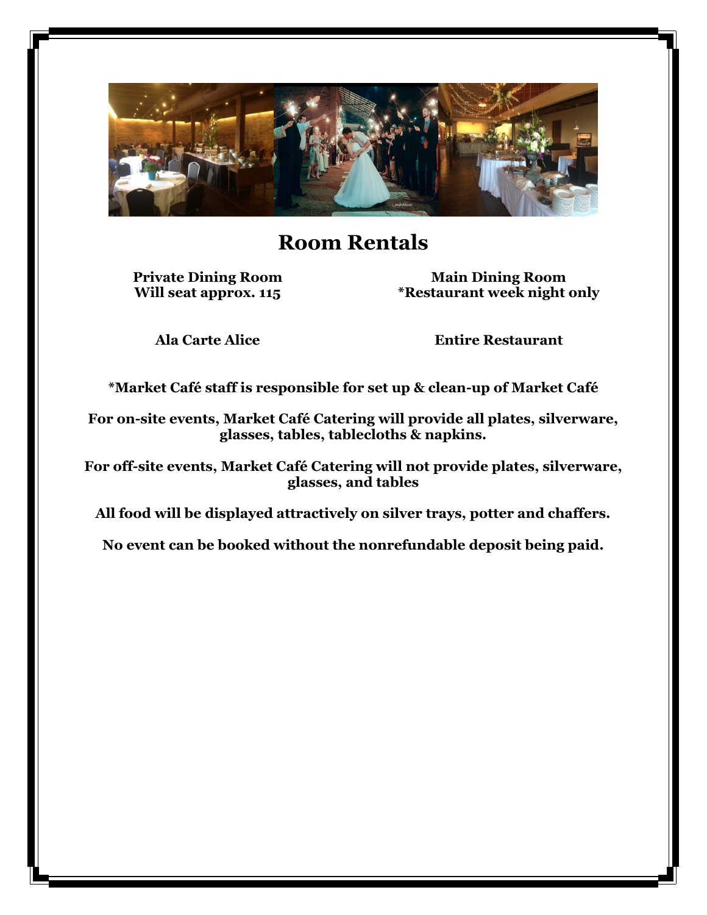# Room Rentals

**Private Dining Room**
**Will seat approx. 115**

**Main Dining Room**
***Restaurant week night only**

**Ala Carte Alice**

**Entire Restaurant**

***Market Café staff is responsible for set up & clean-up of Market Café**

**For on-site events, Market Café Catering will provide all plates, silverware, glasses, tables, tablecloths & napkins.**

**For off-site events, Market Café Catering will not provide plates, silverware, glasses, and tables**

**All food will be displayed attractively on silver trays, potter and chaffers.**

**No event can be booked without the nonrefundable deposit being paid.**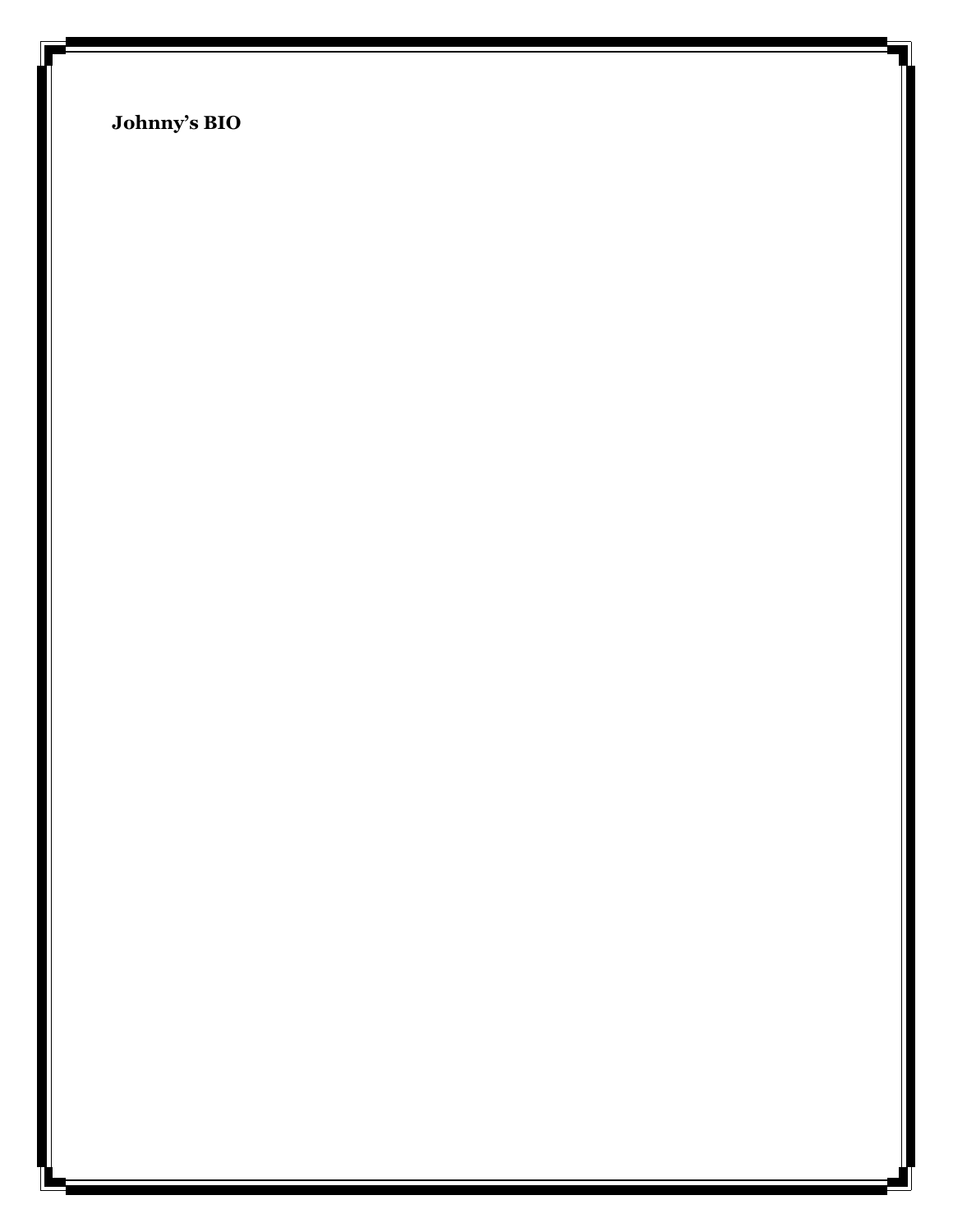**Johnny's BIO**